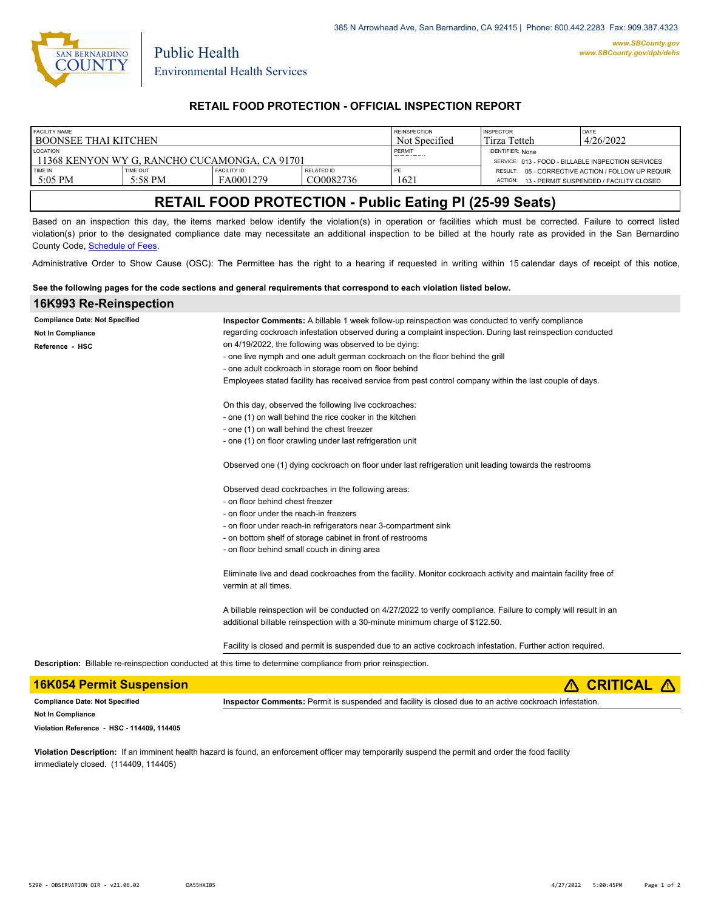385 N Arrowhead Ave, San Bernardino, CA 92415 | Phone: 800.442.2283 Fax: 909.387.4323

www.SBCounty.gov
www.SBCounty.gov/dph/dehs

San Bernardino County
Public Health
Environmental Health Services

## RETAIL FOOD PROTECTION - OFFICIAL INSPECTION REPORT

| FACILITY NAME | | | | REINSPECTION | INSPECTOR | DATE |
|---|---|---|---|---|---|---|
| BOONSEE THAI KITCHEN | | | | Not Specified | Tirza Tetteh | 4/26/2022 |
| LOCATION | | | | PERMIT EXPIRATION | IDENTIFIER: None | |
| 11368 KENYON WY G, RANCHO CUCAMONGA, CA 91701 | | | | | SERVICE: 013 - FOOD - BILLABLE INSPECTION SERVICES | |
| TIME IN | TIME OUT | FACILITY ID | RELATED ID | PE | RESULT: 05 - CORRECTIVE ACTION / FOLLOW UP REQUIR | |
| 5:05 PM | 5:58 PM | FA0001279 | CO0082736 | 1621 | ACTION: 13 - PERMIT SUSPENDED / FACILITY CLOSED | |

# RETAIL FOOD PROTECTION - Public Eating Pl (25-99 Seats)

Based on an inspection this day, the items marked below identify the violation(s) in operation or facilities which must be corrected. Failure to correct listed violation(s) prior to the designated compliance date may necessitate an additional inspection to be billed at the hourly rate as provided in the San Bernardino County Code, Schedule of Fees.

Administrative Order to Show Cause (OSC): The Permittee has the right to a hearing if requested in writing within 15 calendar days of receipt of this notice,

**See the following pages for the code sections and general requirements that correspond to each violation listed below.**

## 16K993 Re-Reinspection

**Compliance Date: Not Specified**
**Not In Compliance**
**Reference - HSC**

**Inspector Comments:** A billable 1 week follow-up reinspection was conducted to verify compliance regarding cockroach infestation observed during a complaint inspection. During last reinspection conducted on 4/19/2022, the following was observed to be dying:
- one live nymph and one adult german cockroach on the floor behind the grill
- one adult cockroach in storage room on floor behind

Employees stated facility has received service from pest control company within the last couple of days.

On this day, observed the following live cockroaches:
- one (1) on wall behind the rice cooker in the kitchen
- one (1) on wall behind the chest freezer
- one (1) on floor crawling under last refrigeration unit

Observed one (1) dying cockroach on floor under last refrigeration unit leading towards the restrooms

Observed dead cockroaches in the following areas:
- on floor behind chest freezer
- on floor under the reach-in freezers
- on floor under reach-in refrigerators near 3-compartment sink
- on bottom shelf of storage cabinet in front of restrooms
- on floor behind small couch in dining area

Eliminate live and dead cockroaches from the facility. Monitor cockroach activity and maintain facility free of vermin at all times.

A billable reinspection will be conducted on 4/27/2022 to verify compliance. Failure to comply will result in an additional billable reinspection with a 30-minute minimum charge of $122.50.

Facility is closed and permit is suspended due to an active cockroach infestation. Further action required.

**Description:** Billable re-reinspection conducted at this time to determine compliance from prior reinspection.

## 16K054 Permit Suspension — ⚠ CRITICAL ⚠

**Compliance Date: Not Specified**
**Not In Compliance**
**Violation Reference - HSC - 114409, 114405**

**Inspector Comments:** Permit is suspended and facility is closed due to an active cockroach infestation.

**Violation Description:** If an imminent health hazard is found, an enforcement officer may temporarily suspend the permit and order the food facility immediately closed. (114409, 114405)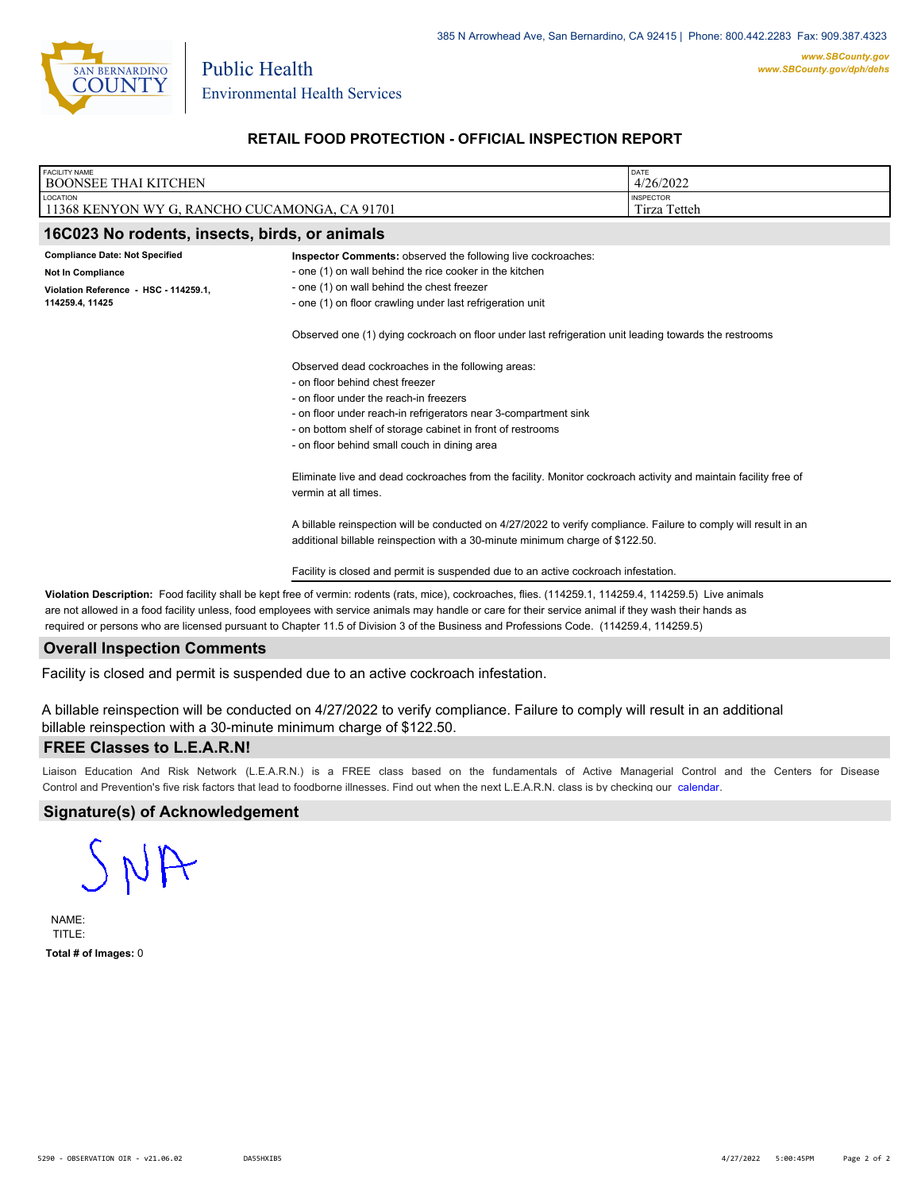385 N Arrowhead Ave, San Bernardino, CA 92415 | Phone: 800.442.2283 Fax: 909.387.4323

www.SBCounty.gov
www.SBCounty.gov/dph/dehs

SAN BERNARDINO COUNTY

Public Health
Environmental Health Services

## RETAIL FOOD PROTECTION - OFFICIAL INSPECTION REPORT

| FACILITY NAME | DATE |
|---|---|
| BOONSEE THAI KITCHEN | 4/26/2022 |
| **LOCATION** | **INSPECTOR** |
| 11368 KENYON WY G, RANCHO CUCAMONGA, CA 91701 | Tirza Tetteh |

## 16C023 No rodents, insects, birds, or animals

**Compliance Date: Not Specified**

**Not In Compliance**

**Violation Reference - HSC - 114259.1, 114259.4, 11425**

**Inspector Comments:** observed the following live cockroaches:
- one (1) on wall behind the rice cooker in the kitchen
- one (1) on wall behind the chest freezer
- one (1) on floor crawling under last refrigeration unit

Observed one (1) dying cockroach on floor under last refrigeration unit leading towards the restrooms

Observed dead cockroaches in the following areas:
- on floor behind chest freezer
- on floor under the reach-in freezers
- on floor under reach-in refrigerators near 3-compartment sink
- on bottom shelf of storage cabinet in front of restrooms
- on floor behind small couch in dining area

Eliminate live and dead cockroaches from the facility. Monitor cockroach activity and maintain facility free of vermin at all times.

A billable reinspection will be conducted on 4/27/2022 to verify compliance. Failure to comply will result in an additional billable reinspection with a 30-minute minimum charge of $122.50.

Facility is closed and permit is suspended due to an active cockroach infestation.

**Violation Description:** Food facility shall be kept free of vermin: rodents (rats, mice), cockroaches, flies. (114259.1, 114259.4, 114259.5) Live animals are not allowed in a food facility unless, food employees with service animals may handle or care for their service animal if they wash their hands as required or persons who are licensed pursuant to Chapter 11.5 of Division 3 of the Business and Professions Code. (114259.4, 114259.5)

## Overall Inspection Comments

Facility is closed and permit is suspended due to an active cockroach infestation.

A billable reinspection will be conducted on 4/27/2022 to verify compliance. Failure to comply will result in an additional billable reinspection with a 30-minute minimum charge of $122.50.

## FREE Classes to L.E.A.R.N!

Liaison Education And Risk Network (L.E.A.R.N.) is a FREE class based on the fundamentals of Active Managerial Control and the Centers for Disease Control and Prevention's five risk factors that lead to foodborne illnesses. Find out when the next L.E.A.R.N. class is by checking our calendar.

## Signature(s) of Acknowledgement

SNA

NAME:
TITLE:

**Total # of Images:** 0

5290 - OBSERVATION OIR - v21.06.02 DA55HXIB5 4/27/2022 5:00:45PM